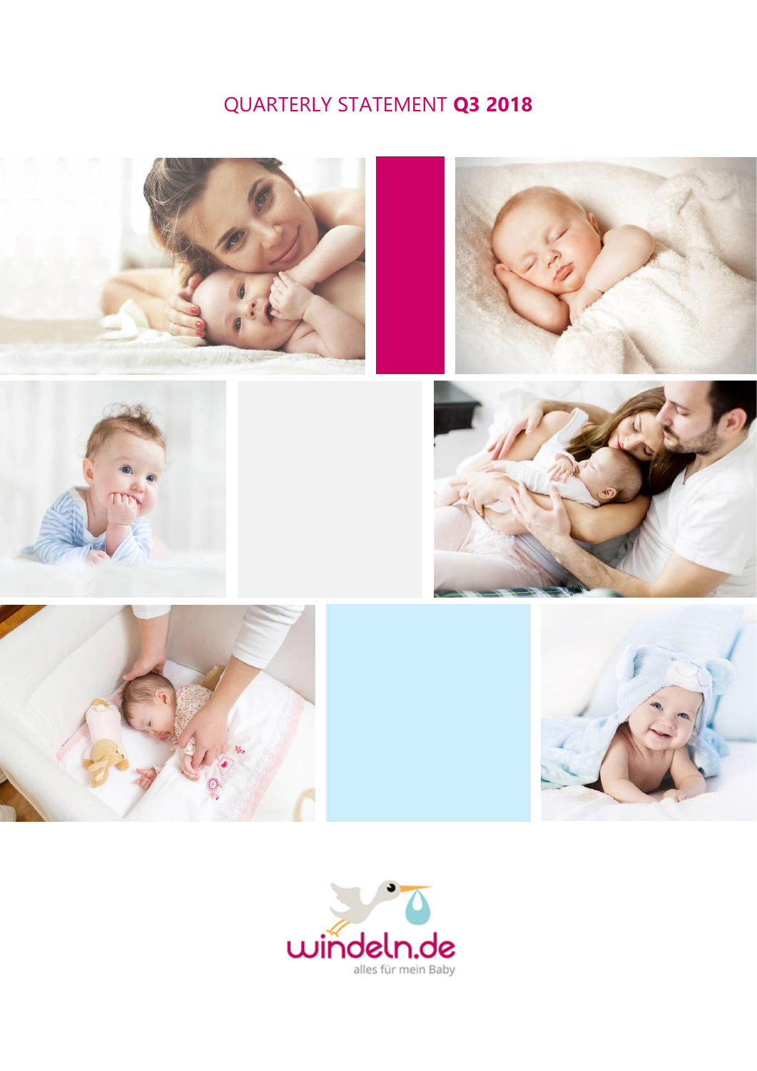# QUARTERLY STATEMENT **Q3 2018**

windeln.de

alles für mein Baby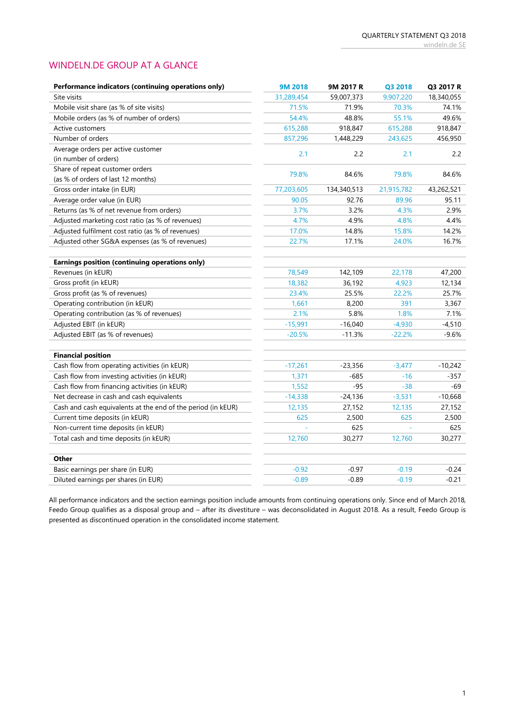## WINDELN.DE GROUP AT A GLANCE

| Performance indicators (continuing operations only) | 9M 2018 | 9M 2017 R | Q3 2018 | Q3 2017 R |
|---|---|---|---|---|
| Site visits | 31,289,454 | 59,007,373 | 9,907,220 | 18,340,055 |
| Mobile visit share (as % of site visits) | 71.5% | 71.9% | 70.3% | 74.1% |
| Mobile orders (as % of number of orders) | 54.4% | 48.8% | 55.1% | 49.6% |
| Active customers | 615,288 | 918,847 | 615,288 | 918,847 |
| Number of orders | 857,296 | 1,448,229 | 243,625 | 456,950 |
| Average orders per active customer (in number of orders) | 2.1 | 2.2 | 2.1 | 2.2 |
| Share of repeat customer orders (as % of orders of last 12 months) | 79.8% | 84.6% | 79.8% | 84.6% |
| Gross order intake (in EUR) | 77,203,605 | 134,340,513 | 21,915,782 | 43,262,521 |
| Average order value (in EUR) | 90.05 | 92.76 | 89.96 | 95.11 |
| Returns (as % of net revenue from orders) | 3.7% | 3.2% | 4.3% | 2.9% |
| Adjusted marketing cost ratio (as % of revenues) | 4.7% | 4.9% | 4.8% | 4.4% |
| Adjusted fulfilment cost ratio (as % of revenues) | 17.0% | 14.8% | 15.8% | 14.2% |
| Adjusted other SG&A expenses (as % of revenues) | 22.7% | 17.1% | 24.0% | 16.7% |
| **Earnings position (continuing operations only)** | | | | |
| Revenues (in kEUR) | 78,549 | 142,109 | 22,178 | 47,200 |
| Gross profit (in kEUR) | 18,382 | 36,192 | 4,923 | 12,134 |
| Gross profit (as % of revenues) | 23.4% | 25.5% | 22.2% | 25.7% |
| Operating contribution (in kEUR) | 1,661 | 8,200 | 391 | 3,367 |
| Operating contribution (as % of revenues) | 2.1% | 5.8% | 1.8% | 7.1% |
| Adjusted EBIT (in kEUR) | -15,991 | -16,040 | -4,930 | -4,510 |
| Adjusted EBIT (as % of revenues) | -20.5% | -11.3% | -22.2% | -9.6% |
| **Financial position** | | | | |
| Cash flow from operating activities (in kEUR) | -17,261 | -23,356 | -3,477 | -10,242 |
| Cash flow from investing activities (in kEUR) | 1,371 | -685 | -16 | -357 |
| Cash flow from financing activities (in kEUR) | 1,552 | -95 | -38 | -69 |
| Net decrease in cash and cash equivalents | -14,338 | -24,136 | -3,531 | -10,668 |
| Cash and cash equivalents at the end of the period (in kEUR) | 12,135 | 27,152 | 12,135 | 27,152 |
| Current time deposits (in kEUR) | 625 | 2,500 | 625 | 2,500 |
| Non-current time deposits (in kEUR) | - | 625 | - | 625 |
| Total cash and time deposits (in kEUR) | 12,760 | 30,277 | 12,760 | 30,277 |
| **Other** | | | | |
| Basic earnings per share (in EUR) | -0.92 | -0.97 | -0.19 | -0.24 |
| Diluted earnings per shares (in EUR) | -0.89 | -0.89 | -0.19 | -0.21 |

All performance indicators and the section earnings position include amounts from continuing operations only. Since end of March 2018, Feedo Group qualifies as a disposal group and – after its divestiture – was deconsolidated in August 2018. As a result, Feedo Group is presented as discontinued operation in the consolidated income statement.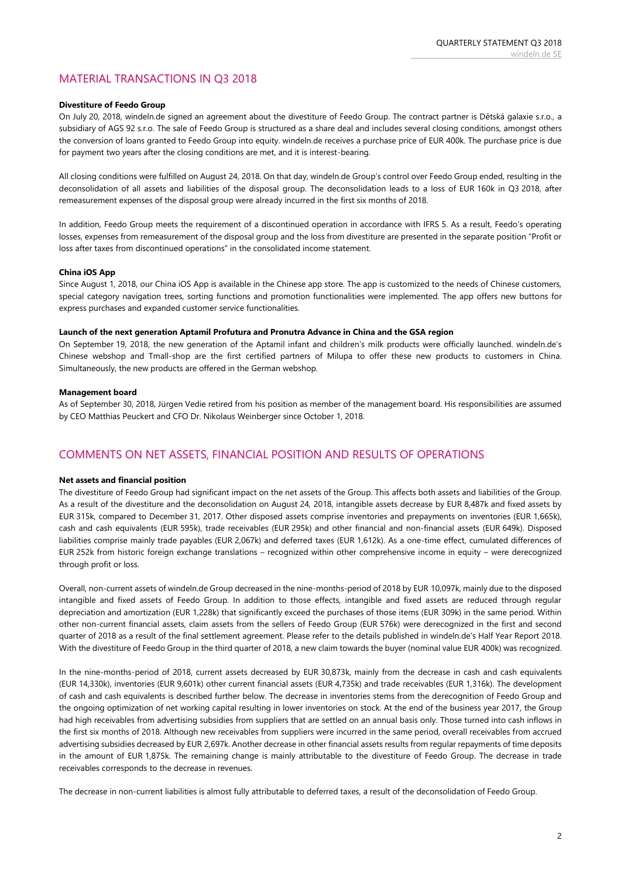## MATERIAL TRANSACTIONS IN Q3 2018

**Divestiture of Feedo Group**

On July 20, 2018, windeln.de signed an agreement about the divestiture of Feedo Group. The contract partner is Dětská galaxie s.r.o., a subsidiary of AGS 92 s.r.o. The sale of Feedo Group is structured as a share deal and includes several closing conditions, amongst others the conversion of loans granted to Feedo Group into equity. windeln.de receives a purchase price of EUR 400k. The purchase price is due for payment two years after the closing conditions are met, and it is interest-bearing.

All closing conditions were fulfilled on August 24, 2018. On that day, windeln.de Group's control over Feedo Group ended, resulting in the deconsolidation of all assets and liabilities of the disposal group. The deconsolidation leads to a loss of EUR 160k in Q3 2018, after remeasurement expenses of the disposal group were already incurred in the first six months of 2018.

In addition, Feedo Group meets the requirement of a discontinued operation in accordance with IFRS 5. As a result, Feedo's operating losses, expenses from remeasurement of the disposal group and the loss from divestiture are presented in the separate position "Profit or loss after taxes from discontinued operations" in the consolidated income statement.

**China iOS App**

Since August 1, 2018, our China iOS App is available in the Chinese app store. The app is customized to the needs of Chinese customers, special category navigation trees, sorting functions and promotion functionalities were implemented. The app offers new buttons for express purchases and expanded customer service functionalities.

**Launch of the next generation Aptamil Profutura and Pronutra Advance in China and the GSA region**

On September 19, 2018, the new generation of the Aptamil infant and children's milk products were officially launched. windeln.de's Chinese webshop and Tmall-shop are the first certified partners of Milupa to offer these new products to customers in China. Simultaneously, the new products are offered in the German webshop.

**Management board**

As of September 30, 2018, Jürgen Vedie retired from his position as member of the management board. His responsibilities are assumed by CEO Matthias Peuckert and CFO Dr. Nikolaus Weinberger since October 1, 2018.

## COMMENTS ON NET ASSETS, FINANCIAL POSITION AND RESULTS OF OPERATIONS

**Net assets and financial position**

The divestiture of Feedo Group had significant impact on the net assets of the Group. This affects both assets and liabilities of the Group. As a result of the divestiture and the deconsolidation on August 24, 2018, intangible assets decrease by EUR 8,487k and fixed assets by EUR 315k, compared to December 31, 2017. Other disposed assets comprise inventories and prepayments on inventories (EUR 1,665k), cash and cash equivalents (EUR 595k), trade receivables (EUR 295k) and other financial and non-financial assets (EUR 649k). Disposed liabilities comprise mainly trade payables (EUR 2,067k) and deferred taxes (EUR 1,612k). As a one-time effect, cumulated differences of EUR 252k from historic foreign exchange translations – recognized within other comprehensive income in equity – were derecognized through profit or loss.

Overall, non-current assets of windeln.de Group decreased in the nine-months-period of 2018 by EUR 10,097k, mainly due to the disposed intangible and fixed assets of Feedo Group. In addition to those effects, intangible and fixed assets are reduced through regular depreciation and amortization (EUR 1,228k) that significantly exceed the purchases of those items (EUR 309k) in the same period. Within other non-current financial assets, claim assets from the sellers of Feedo Group (EUR 576k) were derecognized in the first and second quarter of 2018 as a result of the final settlement agreement. Please refer to the details published in windeln.de's Half Year Report 2018. With the divestiture of Feedo Group in the third quarter of 2018, a new claim towards the buyer (nominal value EUR 400k) was recognized.

In the nine-months-period of 2018, current assets decreased by EUR 30,873k, mainly from the decrease in cash and cash equivalents (EUR 14,330k), inventories (EUR 9,601k) other current financial assets (EUR 4,735k) and trade receivables (EUR 1,316k). The development of cash and cash equivalents is described further below. The decrease in inventories stems from the derecognition of Feedo Group and the ongoing optimization of net working capital resulting in lower inventories on stock. At the end of the business year 2017, the Group had high receivables from advertising subsidies from suppliers that are settled on an annual basis only. Those turned into cash inflows in the first six months of 2018. Although new receivables from suppliers were incurred in the same period, overall receivables from accrued advertising subsidies decreased by EUR 2,697k. Another decrease in other financial assets results from regular repayments of time deposits in the amount of EUR 1,875k. The remaining change is mainly attributable to the divestiture of Feedo Group. The decrease in trade receivables corresponds to the decrease in revenues.

The decrease in non-current liabilities is almost fully attributable to deferred taxes, a result of the deconsolidation of Feedo Group.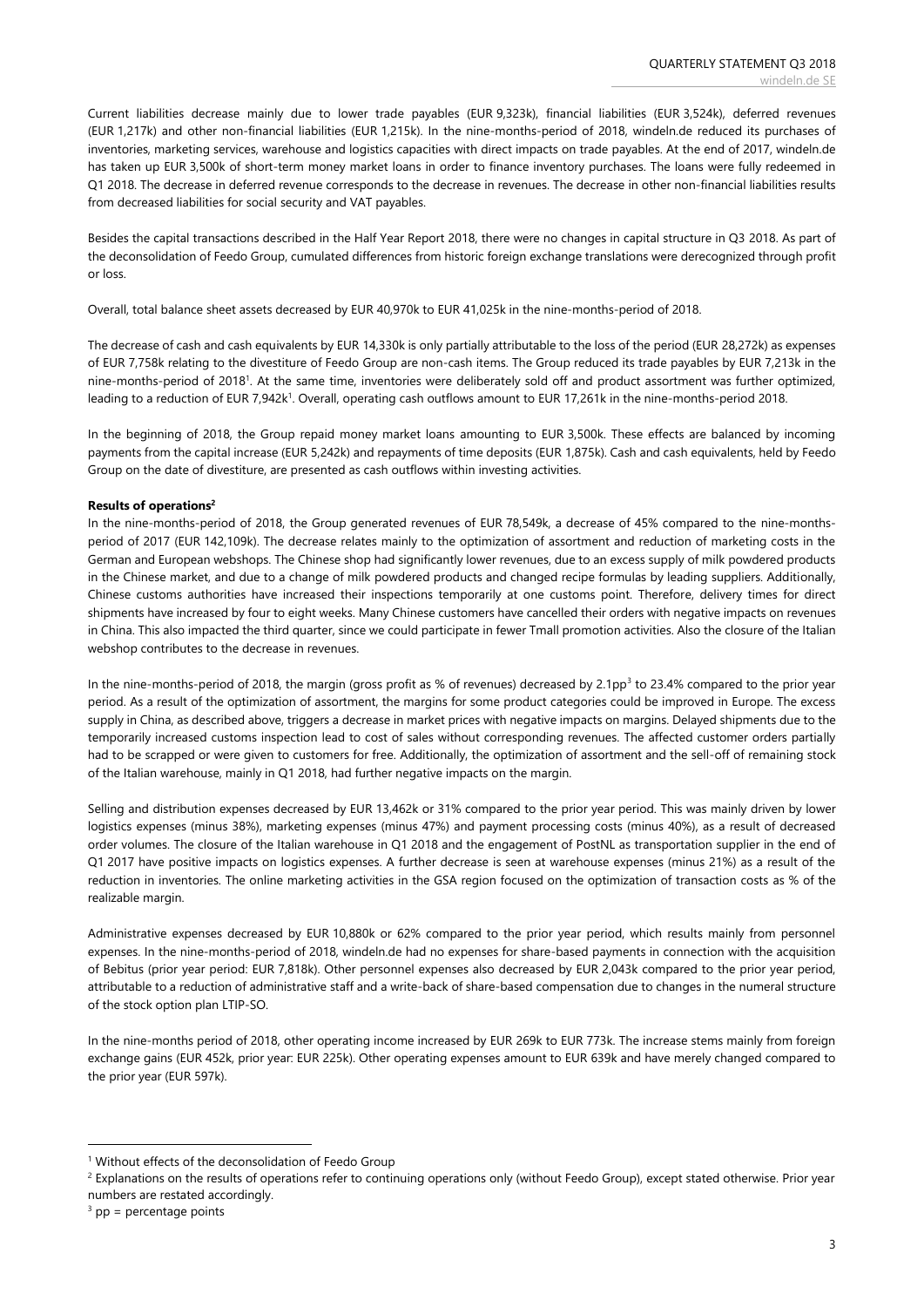Current liabilities decrease mainly due to lower trade payables (EUR 9,323k), financial liabilities (EUR 3,524k), deferred revenues (EUR 1,217k) and other non-financial liabilities (EUR 1,215k). In the nine-months-period of 2018, windeln.de reduced its purchases of inventories, marketing services, warehouse and logistics capacities with direct impacts on trade payables. At the end of 2017, windeln.de has taken up EUR 3,500k of short-term money market loans in order to finance inventory purchases. The loans were fully redeemed in Q1 2018. The decrease in deferred revenue corresponds to the decrease in revenues. The decrease in other non-financial liabilities results from decreased liabilities for social security and VAT payables.

Besides the capital transactions described in the Half Year Report 2018, there were no changes in capital structure in Q3 2018. As part of the deconsolidation of Feedo Group, cumulated differences from historic foreign exchange translations were derecognized through profit or loss.

Overall, total balance sheet assets decreased by EUR 40,970k to EUR 41,025k in the nine-months-period of 2018.

The decrease of cash and cash equivalents by EUR 14,330k is only partially attributable to the loss of the period (EUR 28,272k) as expenses of EUR 7,758k relating to the divestiture of Feedo Group are non-cash items. The Group reduced its trade payables by EUR 7,213k in the nine-months-period of 2018[1]. At the same time, inventories were deliberately sold off and product assortment was further optimized, leading to a reduction of EUR 7,942k[1]. Overall, operating cash outflows amount to EUR 17,261k in the nine-months-period 2018.

In the beginning of 2018, the Group repaid money market loans amounting to EUR 3,500k. These effects are balanced by incoming payments from the capital increase (EUR 5,242k) and repayments of time deposits (EUR 1,875k). Cash and cash equivalents, held by Feedo Group on the date of divestiture, are presented as cash outflows within investing activities.

**Results of operations[2]**

In the nine-months-period of 2018, the Group generated revenues of EUR 78,549k, a decrease of 45% compared to the nine-months-period of 2017 (EUR 142,109k). The decrease relates mainly to the optimization of assortment and reduction of marketing costs in the German and European webshops. The Chinese shop had significantly lower revenues, due to an excess supply of milk powdered products in the Chinese market, and due to a change of milk powdered products and changed recipe formulas by leading suppliers. Additionally, Chinese customs authorities have increased their inspections temporarily at one customs point. Therefore, delivery times for direct shipments have increased by four to eight weeks. Many Chinese customers have cancelled their orders with negative impacts on revenues in China. This also impacted the third quarter, since we could participate in fewer Tmall promotion activities. Also the closure of the Italian webshop contributes to the decrease in revenues.

In the nine-months-period of 2018, the margin (gross profit as % of revenues) decreased by 2.1pp[3] to 23.4% compared to the prior year period. As a result of the optimization of assortment, the margins for some product categories could be improved in Europe. The excess supply in China, as described above, triggers a decrease in market prices with negative impacts on margins. Delayed shipments due to the temporarily increased customs inspection lead to cost of sales without corresponding revenues. The affected customer orders partially had to be scrapped or were given to customers for free. Additionally, the optimization of assortment and the sell-off of remaining stock of the Italian warehouse, mainly in Q1 2018, had further negative impacts on the margin.

Selling and distribution expenses decreased by EUR 13,462k or 31% compared to the prior year period. This was mainly driven by lower logistics expenses (minus 38%), marketing expenses (minus 47%) and payment processing costs (minus 40%), as a result of decreased order volumes. The closure of the Italian warehouse in Q1 2018 and the engagement of PostNL as transportation supplier in the end of Q1 2017 have positive impacts on logistics expenses. A further decrease is seen at warehouse expenses (minus 21%) as a result of the reduction in inventories. The online marketing activities in the GSA region focused on the optimization of transaction costs as % of the realizable margin.

Administrative expenses decreased by EUR 10,880k or 62% compared to the prior year period, which results mainly from personnel expenses. In the nine-months-period of 2018, windeln.de had no expenses for share-based payments in connection with the acquisition of Bebitus (prior year period: EUR 7,818k). Other personnel expenses also decreased by EUR 2,043k compared to the prior year period, attributable to a reduction of administrative staff and a write-back of share-based compensation due to changes in the numeral structure of the stock option plan LTIP-SO.

In the nine-months period of 2018, other operating income increased by EUR 269k to EUR 773k. The increase stems mainly from foreign exchange gains (EUR 452k, prior year: EUR 225k). Other operating expenses amount to EUR 639k and have merely changed compared to the prior year (EUR 597k).

---

[1] Without effects of the deconsolidation of Feedo Group

[2] Explanations on the results of operations refer to continuing operations only (without Feedo Group), except stated otherwise. Prior year numbers are restated accordingly.

[3] pp = percentage points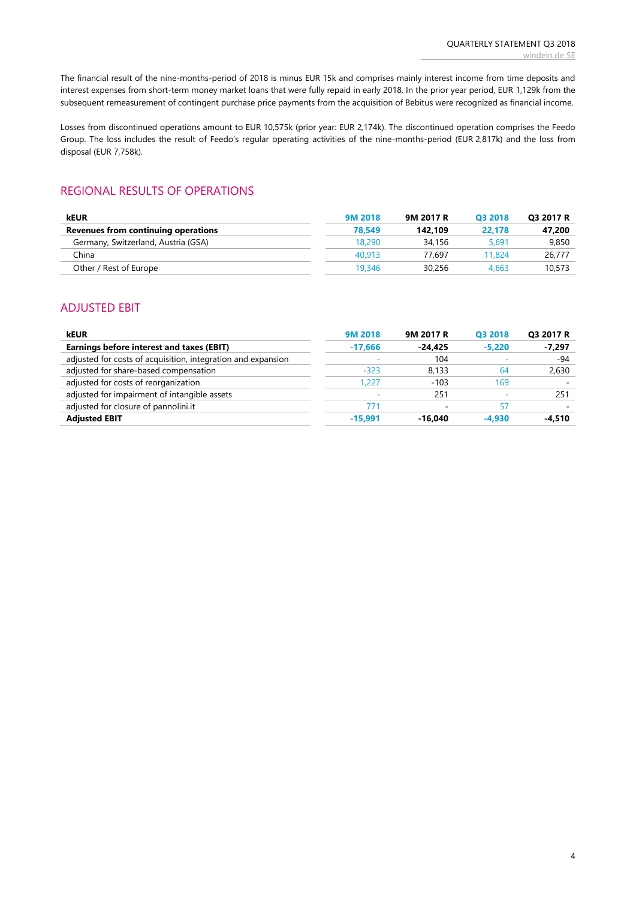The financial result of the nine-months-period of 2018 is minus EUR 15k and comprises mainly interest income from time deposits and interest expenses from short-term money market loans that were fully repaid in early 2018. In the prior year period, EUR 1,129k from the subsequent remeasurement of contingent purchase price payments from the acquisition of Bebitus were recognized as financial income.

Losses from discontinued operations amount to EUR 10,575k (prior year: EUR 2,174k). The discontinued operation comprises the Feedo Group. The loss includes the result of Feedo's regular operating activities of the nine-months-period (EUR 2,817k) and the loss from disposal (EUR 7,758k).

## REGIONAL RESULTS OF OPERATIONS

| kEUR | 9M 2018 | 9M 2017 R | Q3 2018 | Q3 2017 R |
|---|---|---|---|---|
| **Revenues from continuing operations** | **78,549** | **142,109** | **22,178** | **47,200** |
| Germany, Switzerland, Austria (GSA) | 18,290 | 34,156 | 5,691 | 9,850 |
| China | 40,913 | 77,697 | 11,824 | 26,777 |
| Other / Rest of Europe | 19,346 | 30,256 | 4,663 | 10,573 |

## ADJUSTED EBIT

| kEUR | 9M 2018 | 9M 2017 R | Q3 2018 | Q3 2017 R |
|---|---|---|---|---|
| **Earnings before interest and taxes (EBIT)** | **-17,666** | **-24,425** | **-5,220** | **-7,297** |
| adjusted for costs of acquisition, integration and expansion | - | 104 | - | -94 |
| adjusted for share-based compensation | -323 | 8,133 | 64 | 2,630 |
| adjusted for costs of reorganization | 1,227 | -103 | 169 | - |
| adjusted for impairment of intangible assets | - | 251 | - | 251 |
| adjusted for closure of pannolini.it | 771 | - | 57 | - |
| **Adjusted EBIT** | **-15,991** | **-16,040** | **-4,930** | **-4,510** |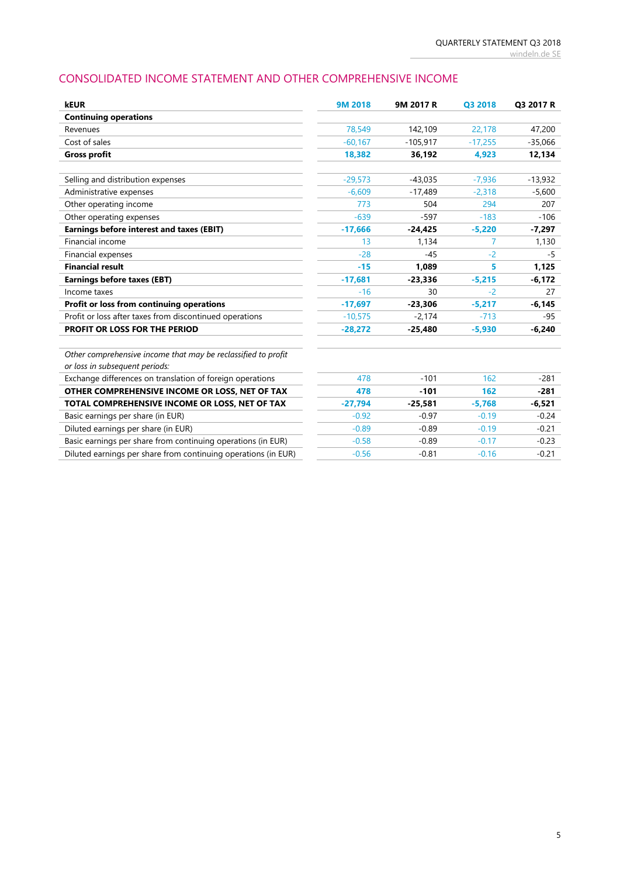## CONSOLIDATED INCOME STATEMENT AND OTHER COMPREHENSIVE INCOME

| kEUR | 9M 2018 | 9M 2017 R | Q3 2018 | Q3 2017 R |
|---|---|---|---|---|
| **Continuing operations** | | | | |
| Revenues | 78,549 | 142,109 | 22,178 | 47,200 |
| Cost of sales | -60,167 | -105,917 | -17,255 | -35,066 |
| **Gross profit** | **18,382** | **36,192** | **4,923** | **12,134** |
| | | | | |
| Selling and distribution expenses | -29,573 | -43,035 | -7,936 | -13,932 |
| Administrative expenses | -6,609 | -17,489 | -2,318 | -5,600 |
| Other operating income | 773 | 504 | 294 | 207 |
| Other operating expenses | -639 | -597 | -183 | -106 |
| **Earnings before interest and taxes (EBIT)** | **-17,666** | **-24,425** | **-5,220** | **-7,297** |
| Financial income | 13 | 1,134 | 7 | 1,130 |
| Financial expenses | -28 | -45 | -2 | -5 |
| **Financial result** | **-15** | **1,089** | **5** | **1,125** |
| **Earnings before taxes (EBT)** | **-17,681** | **-23,336** | **-5,215** | **-6,172** |
| Income taxes | -16 | 30 | -2 | 27 |
| **Profit or loss from continuing operations** | **-17,697** | **-23,306** | **-5,217** | **-6,145** |
| Profit or loss after taxes from discontinued operations | -10,575 | -2,174 | -713 | -95 |
| **PROFIT OR LOSS FOR THE PERIOD** | **-28,272** | **-25,480** | **-5,930** | **-6,240** |
| | | | | |
| *Other comprehensive income that may be reclassified to profit or loss in subsequent periods:* | | | | |
| Exchange differences on translation of foreign operations | 478 | -101 | 162 | -281 |
| **OTHER COMPREHENSIVE INCOME OR LOSS, NET OF TAX** | **478** | **-101** | **162** | **-281** |
| **TOTAL COMPREHENSIVE INCOME OR LOSS, NET OF TAX** | **-27,794** | **-25,581** | **-5,768** | **-6,521** |
| Basic earnings per share (in EUR) | -0.92 | -0.97 | -0.19 | -0.24 |
| Diluted earnings per share (in EUR) | -0.89 | -0.89 | -0.19 | -0.21 |
| Basic earnings per share from continuing operations (in EUR) | -0.58 | -0.89 | -0.17 | -0.23 |
| Diluted earnings per share from continuing operations (in EUR) | -0.56 | -0.81 | -0.16 | -0.21 |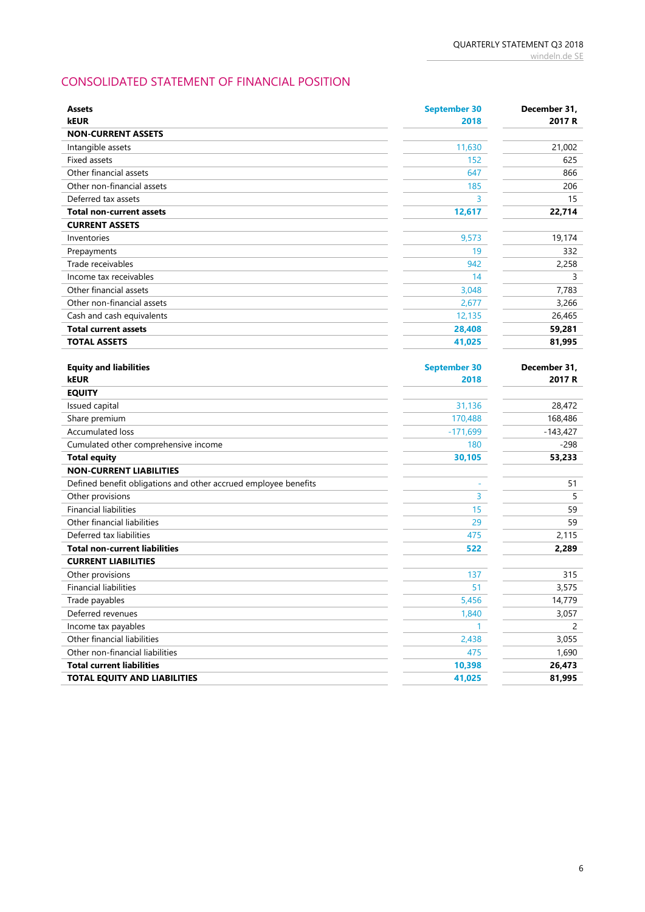## CONSOLIDATED STATEMENT OF FINANCIAL POSITION

| Assets<br>kEUR | September 30<br>2018 | December 31,<br>2017 R |
|---|---|---|
| **NON-CURRENT ASSETS** | | |
| Intangible assets | 11,630 | 21,002 |
| Fixed assets | 152 | 625 |
| Other financial assets | 647 | 866 |
| Other non-financial assets | 185 | 206 |
| Deferred tax assets | 3 | 15 |
| **Total non-current assets** | **12,617** | **22,714** |
| **CURRENT ASSETS** | | |
| Inventories | 9,573 | 19,174 |
| Prepayments | 19 | 332 |
| Trade receivables | 942 | 2,258 |
| Income tax receivables | 14 | 3 |
| Other financial assets | 3,048 | 7,783 |
| Other non-financial assets | 2,677 | 3,266 |
| Cash and cash equivalents | 12,135 | 26,465 |
| **Total current assets** | **28,408** | **59,281** |
| **TOTAL ASSETS** | **41,025** | **81,995** |

| Equity and liabilities<br>kEUR | September 30<br>2018 | December 31,<br>2017 R |
|---|---|---|
| **EQUITY** | | |
| Issued capital | 31,136 | 28,472 |
| Share premium | 170,488 | 168,486 |
| Accumulated loss | -171,699 | -143,427 |
| Cumulated other comprehensive income | 180 | -298 |
| **Total equity** | **30,105** | **53,233** |
| **NON-CURRENT LIABILITIES** | | |
| Defined benefit obligations and other accrued employee benefits | - | 51 |
| Other provisions | 3 | 5 |
| Financial liabilities | 15 | 59 |
| Other financial liabilities | 29 | 59 |
| Deferred tax liabilities | 475 | 2,115 |
| **Total non-current liabilities** | **522** | **2,289** |
| **CURRENT LIABILITIES** | | |
| Other provisions | 137 | 315 |
| Financial liabilities | 51 | 3,575 |
| Trade payables | 5,456 | 14,779 |
| Deferred revenues | 1,840 | 3,057 |
| Income tax payables | 1 | 2 |
| Other financial liabilities | 2,438 | 3,055 |
| Other non-financial liabilities | 475 | 1,690 |
| **Total current liabilities** | **10,398** | **26,473** |
| **TOTAL EQUITY AND LIABILITIES** | **41,025** | **81,995** |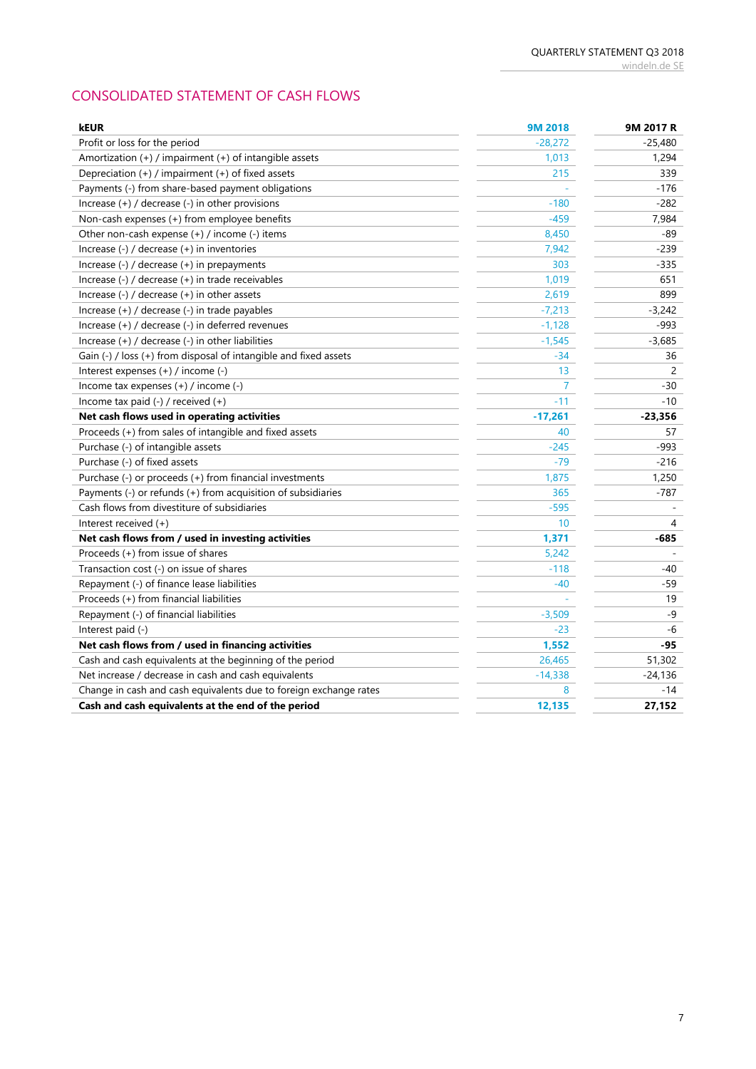## CONSOLIDATED STATEMENT OF CASH FLOWS

| kEUR | 9M 2018 | 9M 2017 R |
|---|---|---|
| Profit or loss for the period | -28,272 | -25,480 |
| Amortization (+) / impairment (+) of intangible assets | 1,013 | 1,294 |
| Depreciation (+) / impairment (+) of fixed assets | 215 | 339 |
| Payments (-) from share-based payment obligations | - | -176 |
| Increase (+) / decrease (-) in other provisions | -180 | -282 |
| Non-cash expenses (+) from employee benefits | -459 | 7,984 |
| Other non-cash expense (+) / income (-) items | 8,450 | -89 |
| Increase (-) / decrease (+) in inventories | 7,942 | -239 |
| Increase (-) / decrease (+) in prepayments | 303 | -335 |
| Increase (-) / decrease (+) in trade receivables | 1,019 | 651 |
| Increase (-) / decrease (+) in other assets | 2,619 | 899 |
| Increase (+) / decrease (-) in trade payables | -7,213 | -3,242 |
| Increase (+) / decrease (-) in deferred revenues | -1,128 | -993 |
| Increase (+) / decrease (-) in other liabilities | -1,545 | -3,685 |
| Gain (-) / loss (+) from disposal of intangible and fixed assets | -34 | 36 |
| Interest expenses (+) / income (-) | 13 | 2 |
| Income tax expenses (+) / income (-) | 7 | -30 |
| Income tax paid (-) / received (+) | -11 | -10 |
| **Net cash flows used in operating activities** | **-17,261** | **-23,356** |
| Proceeds (+) from sales of intangible and fixed assets | 40 | 57 |
| Purchase (-) of intangible assets | -245 | -993 |
| Purchase (-) of fixed assets | -79 | -216 |
| Purchase (-) or proceeds (+) from financial investments | 1,875 | 1,250 |
| Payments (-) or refunds (+) from acquisition of subsidiaries | 365 | -787 |
| Cash flows from divestiture of subsidiaries | -595 | - |
| Interest received (+) | 10 | 4 |
| **Net cash flows from / used in investing activities** | **1,371** | **-685** |
| Proceeds (+) from issue of shares | 5,242 | - |
| Transaction cost (-) on issue of shares | -118 | -40 |
| Repayment (-) of finance lease liabilities | -40 | -59 |
| Proceeds (+) from financial liabilities | - | 19 |
| Repayment (-) of financial liabilities | -3,509 | -9 |
| Interest paid (-) | -23 | -6 |
| **Net cash flows from / used in financing activities** | **1,552** | **-95** |
| Cash and cash equivalents at the beginning of the period | 26,465 | 51,302 |
| Net increase / decrease in cash and cash equivalents | -14,338 | -24,136 |
| Change in cash and cash equivalents due to foreign exchange rates | 8 | -14 |
| **Cash and cash equivalents at the end of the period** | **12,135** | **27,152** |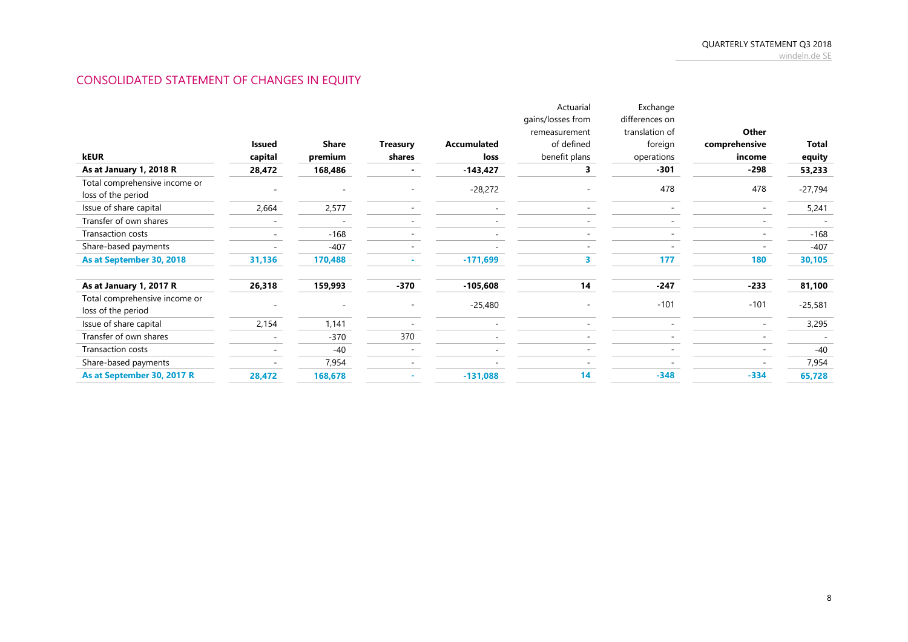## CONSOLIDATED STATEMENT OF CHANGES IN EQUITY

| kEUR | Issued capital | Share premium | Treasury shares | Accumulated loss | Actuarial gains/losses from remeasurement of defined benefit plans | Exchange differences on translation of foreign operations | Other comprehensive income | Total equity |
|---|---|---|---|---|---|---|---|---|
| **As at January 1, 2018 R** | **28,472** | **168,486** | **-** | **-143,427** | **3** | **-301** | **-298** | **53,233** |
| Total comprehensive income or loss of the period | - | - | - | -28,272 | - | 478 | 478 | -27,794 |
| Issue of share capital | 2,664 | 2,577 | - | - | - | - | - | 5,241 |
| Transfer of own shares | - | - | - | - | - | - | - | - |
| Transaction costs | - | -168 | - | - | - | - | - | -168 |
| Share-based payments | - | -407 | - | - | - | - | - | -407 |
| **As at September 30, 2018** | **31,136** | **170,488** | **-** | **-171,699** | **3** | **177** | **180** | **30,105** |
| | | | | | | | | |
| **As at January 1, 2017 R** | **26,318** | **159,993** | **-370** | **-105,608** | **14** | **-247** | **-233** | **81,100** |
| Total comprehensive income or loss of the period | - | - | - | -25,480 | - | -101 | -101 | -25,581 |
| Issue of share capital | 2,154 | 1,141 | - | - | - | - | - | 3,295 |
| Transfer of own shares | - | -370 | 370 | - | - | - | - | - |
| Transaction costs | - | -40 | - | - | - | - | - | -40 |
| Share-based payments | - | 7,954 | - | - | - | - | - | 7,954 |
| **As at September 30, 2017 R** | **28,472** | **168,678** | **-** | **-131,088** | **14** | **-348** | **-334** | **65,728** |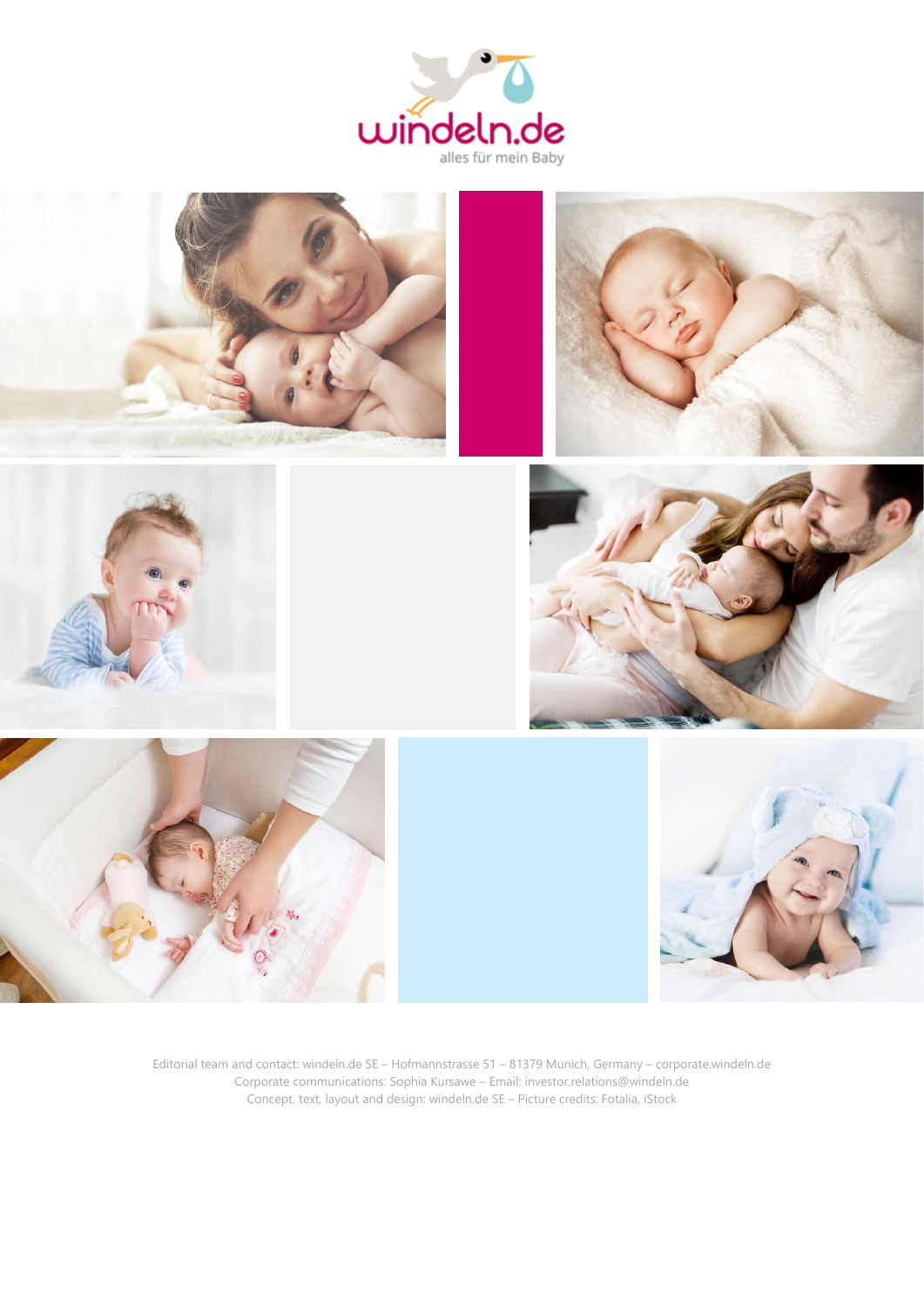windeln.de

alles für mein Baby

Editorial team and contact: windeln.de SE – Hofmannstrasse 51 – 81379 Munich, Germany – corporate.windeln.de
Corporate communications: Sophia Kursawe – Email: investor.relations@windeln.de
Concept, text, layout and design: windeln.de SE – Picture credits: Fotalia, iStock